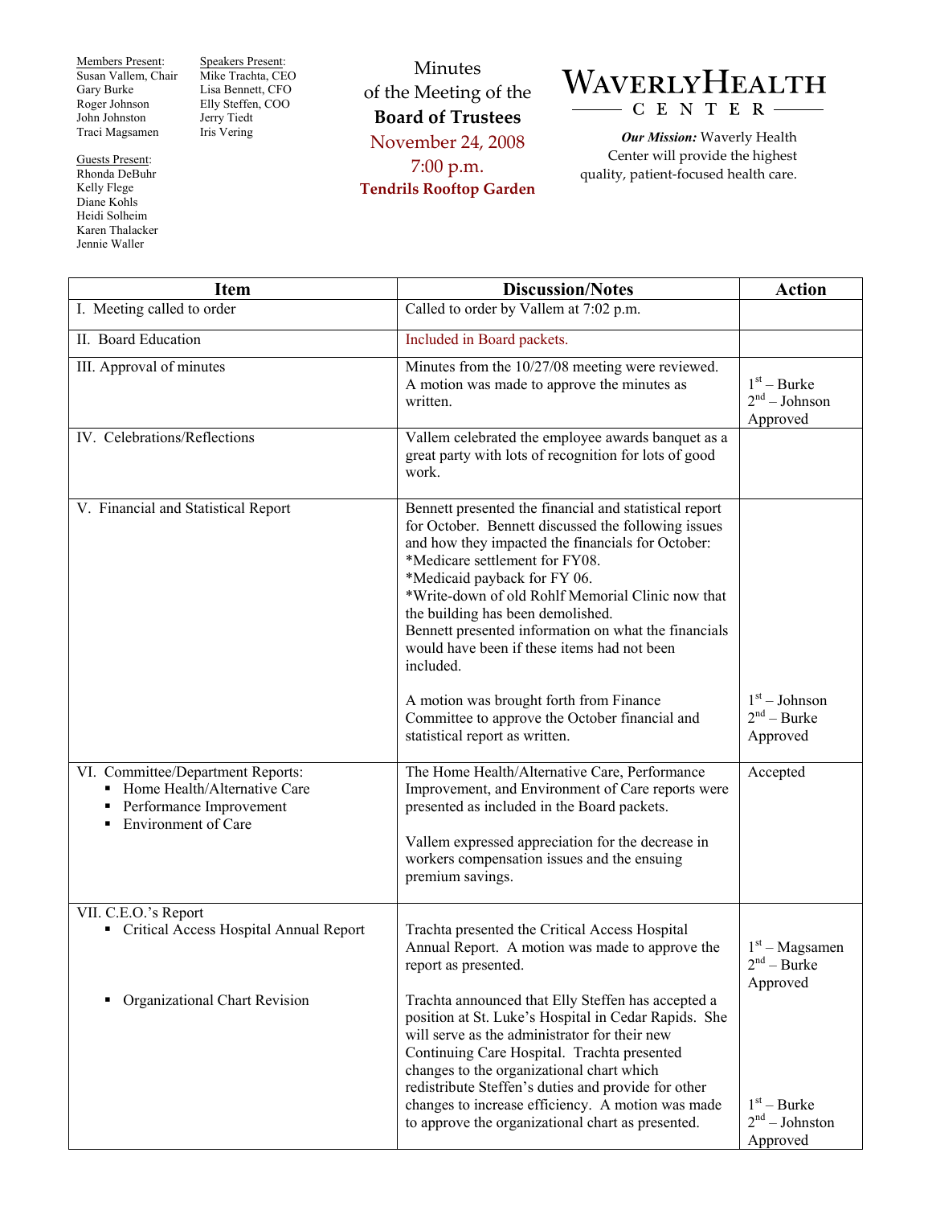Members Present:
Susan Vallem, Chair
Gary Burke
Roger Johnson
John Johnston
Traci Magsamen

Speakers Present:
Mike Trachta, CEO
Lisa Bennett, CFO
Elly Steffen, COO
Jerry Tiedt
Iris Vering

Guests Present:
Rhonda DeBuhr
Kelly Flege
Diane Kohls
Heidi Solheim
Karen Thalacker
Jennie Waller

# Minutes of the Meeting of the **Board of Trustees**

**November 24, 2008**
**7:00 p.m.**
**Tendrils Rooftop Garden**

**WAVERLY HEALTH CENTER**

***Our Mission:*** Waverly Health Center will provide the highest quality, patient-focused health care.

| Item | Discussion/Notes | Action |
|---|---|---|
| I. Meeting called to order | Called to order by Vallem at 7:02 p.m. | |
| II. Board Education | Included in Board packets. | |
| III. Approval of minutes | Minutes from the 10/27/08 meeting were reviewed. A motion was made to approve the minutes as written. | 1st – Burke<br>2nd – Johnson<br>Approved |
| IV. Celebrations/Reflections | Vallem celebrated the employee awards banquet as a great party with lots of recognition for lots of good work. | |
| V. Financial and Statistical Report | Bennett presented the financial and statistical report for October. Bennett discussed the following issues and how they impacted the financials for October:<br>*Medicare settlement for FY08.<br>*Medicaid payback for FY 06.<br>*Write-down of old Rohlf Memorial Clinic now that the building has been demolished.<br>Bennett presented information on what the financials would have been if these items had not been included.<br><br>A motion was brought forth from Finance Committee to approve the October financial and statistical report as written. | 1st – Johnson<br>2nd – Burke<br>Approved |
| VI. Committee/Department Reports:<br>▪ Home Health/Alternative Care<br>▪ Performance Improvement<br>▪ Environment of Care | The Home Health/Alternative Care, Performance Improvement, and Environment of Care reports were presented as included in the Board packets.<br><br>Vallem expressed appreciation for the decrease in workers compensation issues and the ensuing premium savings. | Accepted |
| VII. C.E.O.'s Report<br>▪ Critical Access Hospital Annual Report | Trachta presented the Critical Access Hospital Annual Report. A motion was made to approve the report as presented. | 1st – Magsamen<br>2nd – Burke<br>Approved |
| ▪ Organizational Chart Revision | Trachta announced that Elly Steffen has accepted a position at St. Luke's Hospital in Cedar Rapids. She will serve as the administrator for their new Continuing Care Hospital. Trachta presented changes to the organizational chart which redistribute Steffen's duties and provide for other changes to increase efficiency. A motion was made to approve the organizational chart as presented. | 1st – Burke<br>2nd – Johnston<br>Approved |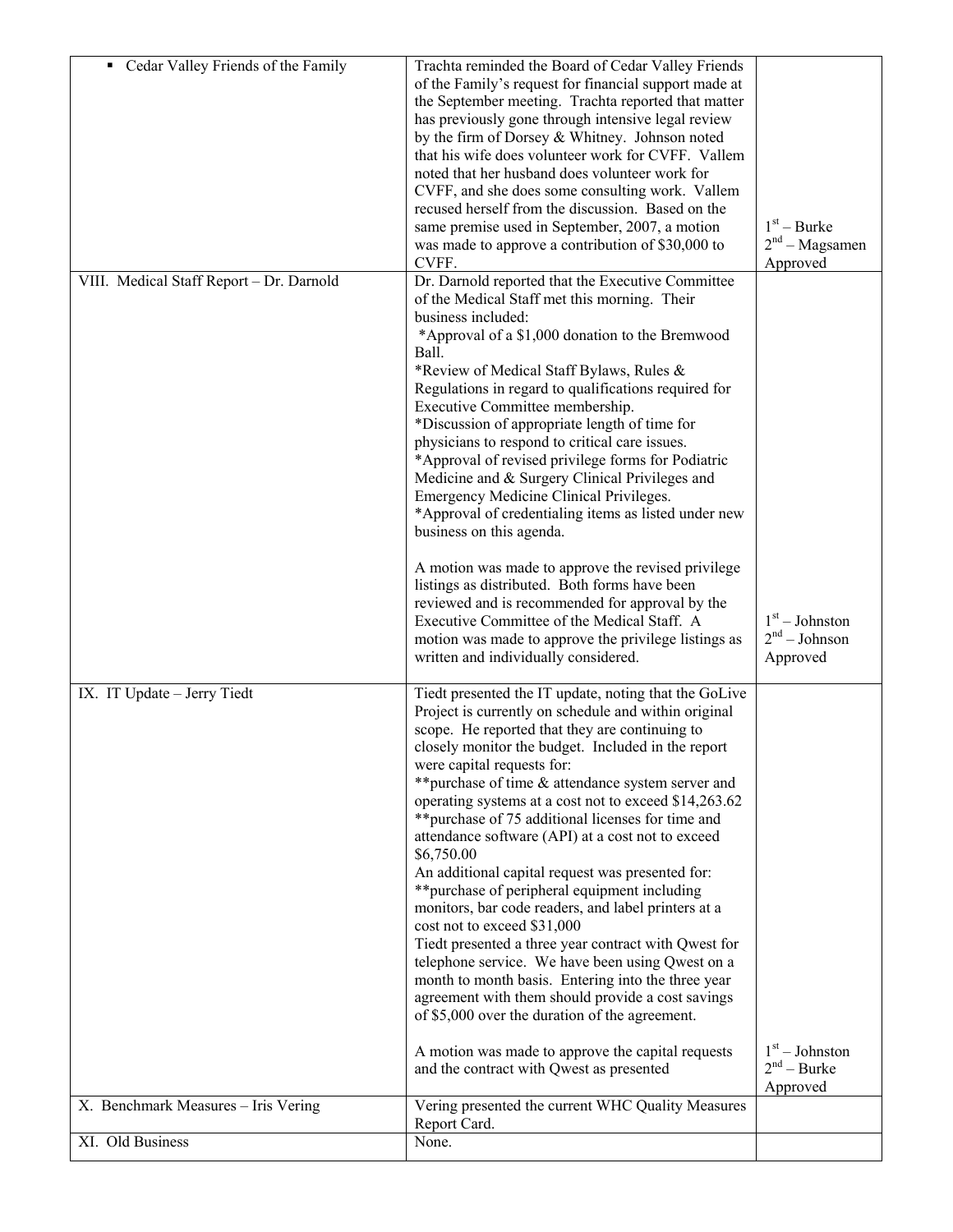| | | |
|---|---|---|
| ▪ Cedar Valley Friends of the Family | Trachta reminded the Board of Cedar Valley Friends of the Family's request for financial support made at the September meeting. Trachta reported that matter has previously gone through intensive legal review by the firm of Dorsey & Whitney. Johnson noted that his wife does volunteer work for CVFF. Vallem noted that her husband does volunteer work for CVFF, and she does some consulting work. Vallem recused herself from the discussion. Based on the same premise used in September, 2007, a motion was made to approve a contribution of $30,000 to CVFF. | 1st – Burke<br>2nd – Magsamen<br>Approved |
| VIII. Medical Staff Report – Dr. Darnold | Dr. Darnold reported that the Executive Committee of the Medical Staff met this morning. Their business included:<br>*Approval of a $1,000 donation to the Bremwood Ball.<br>*Review of Medical Staff Bylaws, Rules & Regulations in regard to qualifications required for Executive Committee membership.<br>*Discussion of appropriate length of time for physicians to respond to critical care issues.<br>*Approval of revised privilege forms for Podiatric Medicine and & Surgery Clinical Privileges and Emergency Medicine Clinical Privileges.<br>*Approval of credentialing items as listed under new business on this agenda.<br><br>A motion was made to approve the revised privilege listings as distributed. Both forms have been reviewed and is recommended for approval by the Executive Committee of the Medical Staff. A motion was made to approve the privilege listings as written and individually considered. | 1st – Johnston<br>2nd – Johnson<br>Approved |
| IX. IT Update – Jerry Tiedt | Tiedt presented the IT update, noting that the GoLive Project is currently on schedule and within original scope. He reported that they are continuing to closely monitor the budget. Included in the report were capital requests for:<br>**purchase of time & attendance system server and operating systems at a cost not to exceed $14,263.62<br>**purchase of 75 additional licenses for time and attendance software (API) at a cost not to exceed $6,750.00<br>An additional capital request was presented for:<br>**purchase of peripheral equipment including monitors, bar code readers, and label printers at a cost not to exceed $31,000<br>Tiedt presented a three year contract with Qwest for telephone service. We have been using Qwest on a month to month basis. Entering into the three year agreement with them should provide a cost savings of $5,000 over the duration of the agreement.<br><br>A motion was made to approve the capital requests and the contract with Qwest as presented | 1st – Johnston<br>2nd – Burke<br>Approved |
| X. Benchmark Measures – Iris Vering | Vering presented the current WHC Quality Measures Report Card. | |
| XI. Old Business | None. | |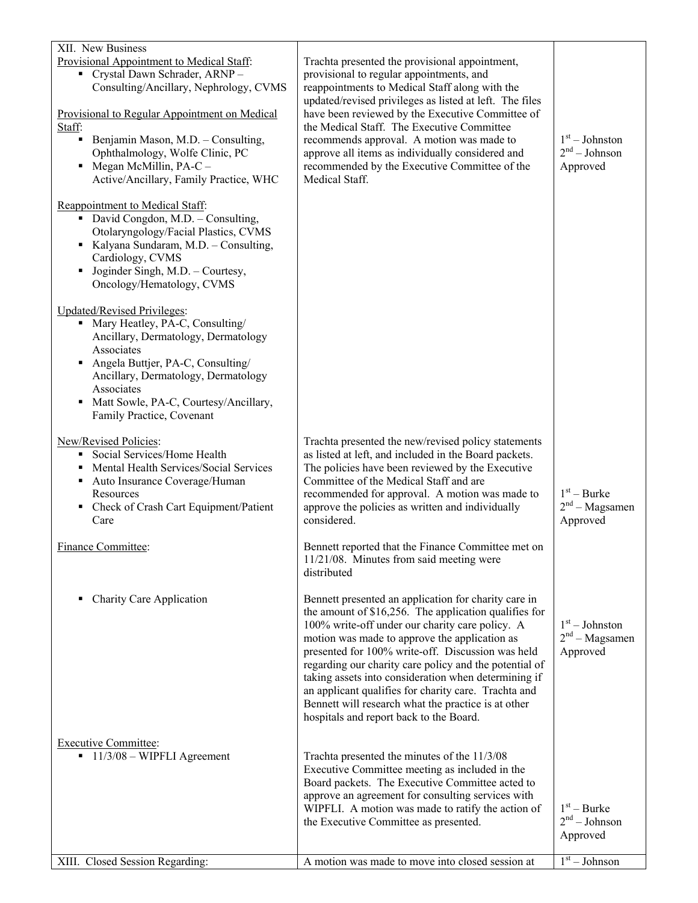| | | |
|---|---|---|
| XII. New Business<br>Provisional Appointment to Medical Staff:<br>▪ Crystal Dawn Schrader, ARNP – Consulting/Ancillary, Nephrology, CVMS<br><br>Provisional to Regular Appointment on Medical Staff:<br>▪ Benjamin Mason, M.D. – Consulting, Ophthalmology, Wolfe Clinic, PC<br>▪ Megan McMillin, PA-C – Active/Ancillary, Family Practice, WHC<br><br>Reappointment to Medical Staff:<br>▪ David Congdon, M.D. – Consulting, Otolaryngology/Facial Plastics, CVMS<br>▪ Kalyana Sundaram, M.D. – Consulting, Cardiology, CVMS<br>▪ Joginder Singh, M.D. – Courtesy, Oncology/Hematology, CVMS<br><br>Updated/Revised Privileges:<br>▪ Mary Heatley, PA-C, Consulting/ Ancillary, Dermatology, Dermatology Associates<br>▪ Angela Buttjer, PA-C, Consulting/ Ancillary, Dermatology, Dermatology Associates<br>▪ Matt Sowle, PA-C, Courtesy/Ancillary, Family Practice, Covenant | Trachta presented the provisional appointment, provisional to regular appointments, and reappointments to Medical Staff along with the updated/revised privileges as listed at left. The files have been reviewed by the Executive Committee of the Medical Staff. The Executive Committee recommends approval. A motion was made to approve all items as individually considered and recommended by the Executive Committee of the Medical Staff. | 1st – Johnston<br>2nd – Johnson<br>Approved |
| New/Revised Policies:<br>▪ Social Services/Home Health<br>▪ Mental Health Services/Social Services<br>▪ Auto Insurance Coverage/Human Resources<br>▪ Check of Crash Cart Equipment/Patient Care | Trachta presented the new/revised policy statements as listed at left, and included in the Board packets. The policies have been reviewed by the Executive Committee of the Medical Staff and are recommended for approval. A motion was made to approve the policies as written and individually considered. | 1st – Burke<br>2nd – Magsamen<br>Approved |
| Finance Committee: | Bennett reported that the Finance Committee met on 11/21/08. Minutes from said meeting were distributed | |
| ▪ Charity Care Application | Bennett presented an application for charity care in the amount of $16,256. The application qualifies for 100% write-off under our charity care policy. A motion was made to approve the application as presented for 100% write-off. Discussion was held regarding our charity care policy and the potential of taking assets into consideration when determining if an applicant qualifies for charity care. Trachta and Bennett will research what the practice is at other hospitals and report back to the Board. | 1st – Johnston<br>2nd – Magsamen<br>Approved |
| Executive Committee:<br>▪ 11/3/08 – WIPFLI Agreement | Trachta presented the minutes of the 11/3/08 Executive Committee meeting as included in the Board packets. The Executive Committee acted to approve an agreement for consulting services with WIPFLI. A motion was made to ratify the action of the Executive Committee as presented. | 1st – Burke<br>2nd – Johnson<br>Approved |
| XIII. Closed Session Regarding: | A motion was made to move into closed session at | 1st – Johnson |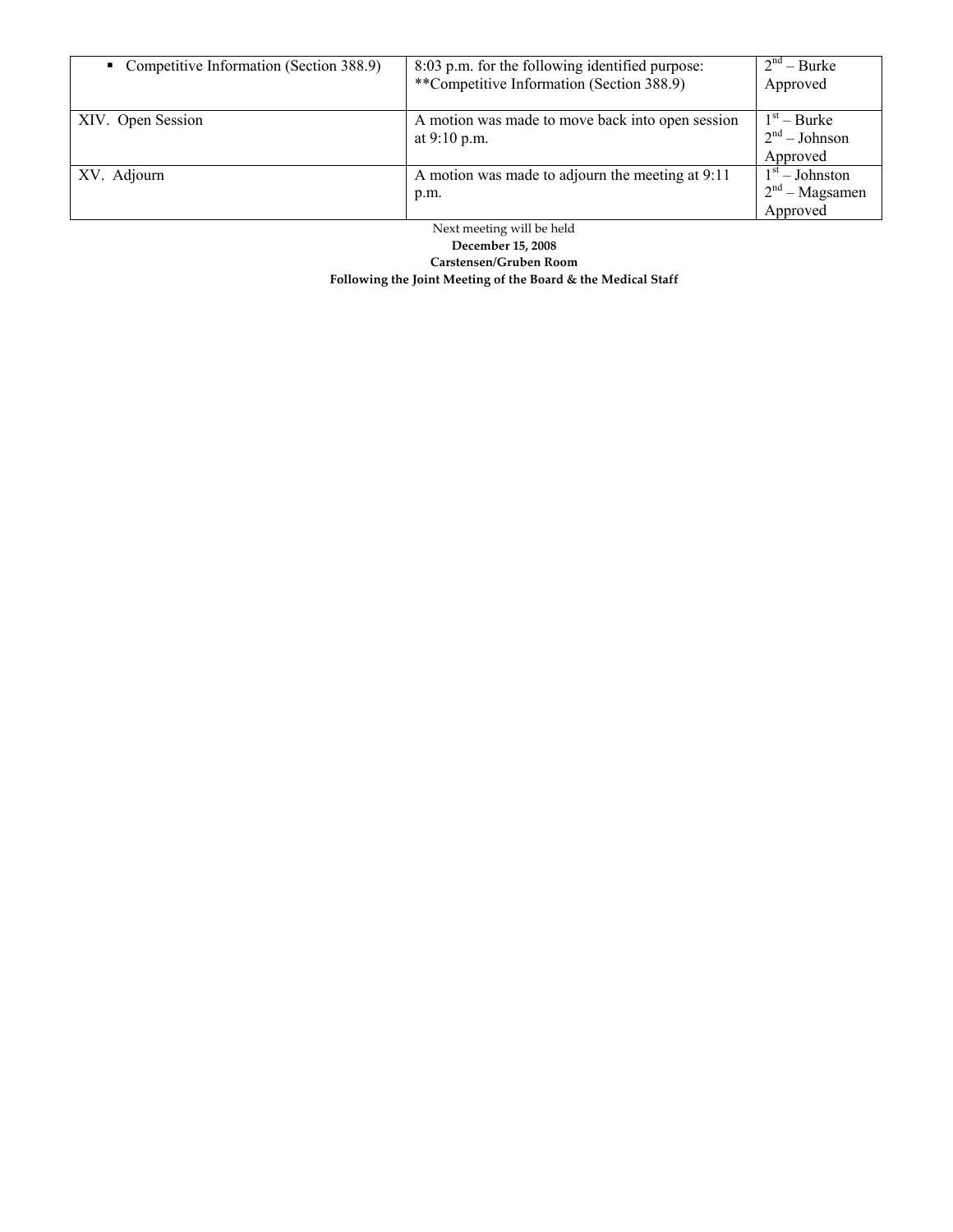| | | |
|---|---|---|
| ▪ Competitive Information (Section 388.9) | 8:03 p.m. for the following identified purpose:<br>**Competitive Information (Section 388.9) | 2nd – Burke<br>Approved |
| XIV. Open Session | A motion was made to move back into open session at 9:10 p.m. | 1st – Burke<br>2nd – Johnson<br>Approved |
| XV. Adjourn | A motion was made to adjourn the meeting at 9:11 p.m. | 1st – Johnston<br>2nd – Magsamen<br>Approved |

Next meeting will be held

**December 15, 2008**

**Carstensen/Gruben Room**

**Following the Joint Meeting of the Board & the Medical Staff**